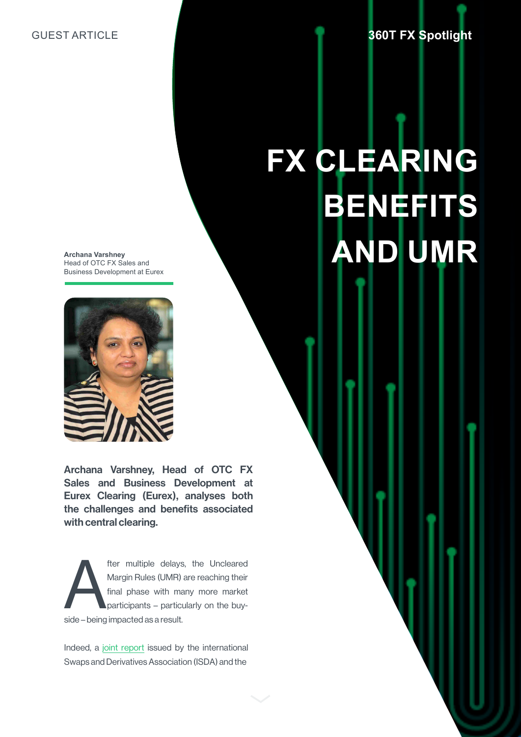GUEST ARTICLE

360T FX Spotlight

# FX CLEARING BENEFITS AND UMR

**Archana Varshney**
Head of OTC FX Sales and Business Development at Eurex

**Archana Varshney, Head of OTC FX Sales and Business Development at Eurex Clearing (Eurex), analyses both the challenges and benefits associated with central clearing.**

After multiple delays, the Uncleared Margin Rules (UMR) are reaching their final phase with many more market participants – particularly on the buy-side – being impacted as a result.

Indeed, a joint report issued by the international Swaps and Derivatives Association (ISDA) and the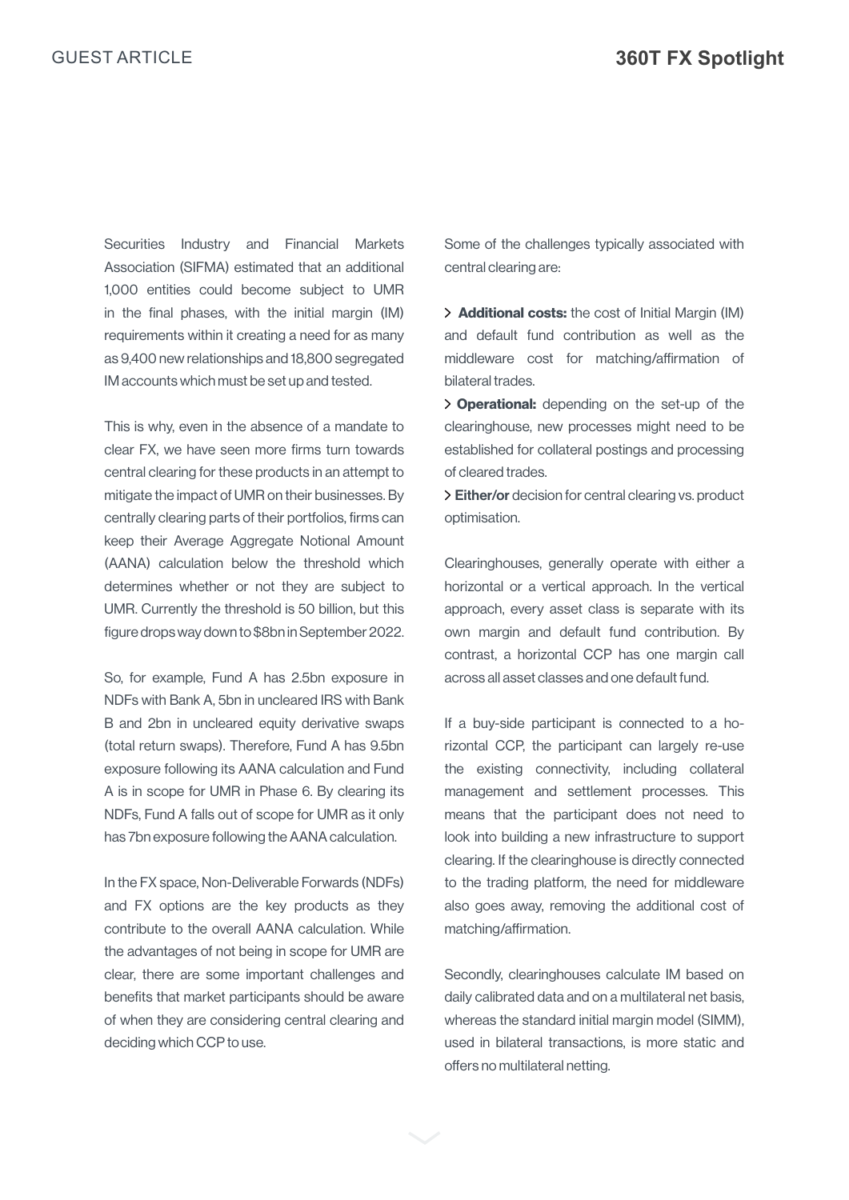Securities Industry and Financial Markets Association (SIFMA) estimated that an additional 1,000 entities could become subject to UMR in the final phases, with the initial margin (IM) requirements within it creating a need for as many as 9,400 new relationships and 18,800 segregated IM accounts which must be set up and tested.

This is why, even in the absence of a mandate to clear FX, we have seen more firms turn towards central clearing for these products in an attempt to mitigate the impact of UMR on their businesses. By centrally clearing parts of their portfolios, firms can keep their Average Aggregate Notional Amount (AANA) calculation below the threshold which determines whether or not they are subject to UMR. Currently the threshold is 50 billion, but this figure drops way down to $8bn in September 2022.

So, for example, Fund A has 2.5bn exposure in NDFs with Bank A, 5bn in uncleared IRS with Bank B and 2bn in uncleared equity derivative swaps (total return swaps). Therefore, Fund A has 9.5bn exposure following its AANA calculation and Fund A is in scope for UMR in Phase 6. By clearing its NDFs, Fund A falls out of scope for UMR as it only has 7bn exposure following the AANA calculation.

In the FX space, Non-Deliverable Forwards (NDFs) and FX options are the key products as they contribute to the overall AANA calculation. While the advantages of not being in scope for UMR are clear, there are some important challenges and benefits that market participants should be aware of when they are considering central clearing and deciding which CCP to use.

Some of the challenges typically associated with central clearing are:

- **Additional costs:** the cost of Initial Margin (IM) and default fund contribution as well as the middleware cost for matching/affirmation of bilateral trades.
- **Operational:** depending on the set-up of the clearinghouse, new processes might need to be established for collateral postings and processing of cleared trades.
- **Either/or** decision for central clearing vs. product optimisation.

Clearinghouses, generally operate with either a horizontal or a vertical approach. In the vertical approach, every asset class is separate with its own margin and default fund contribution. By contrast, a horizontal CCP has one margin call across all asset classes and one default fund.

If a buy-side participant is connected to a horizontal CCP, the participant can largely re-use the existing connectivity, including collateral management and settlement processes. This means that the participant does not need to look into building a new infrastructure to support clearing. If the clearinghouse is directly connected to the trading platform, the need for middleware also goes away, removing the additional cost of matching/affirmation.

Secondly, clearinghouses calculate IM based on daily calibrated data and on a multilateral net basis, whereas the standard initial margin model (SIMM), used in bilateral transactions, is more static and offers no multilateral netting.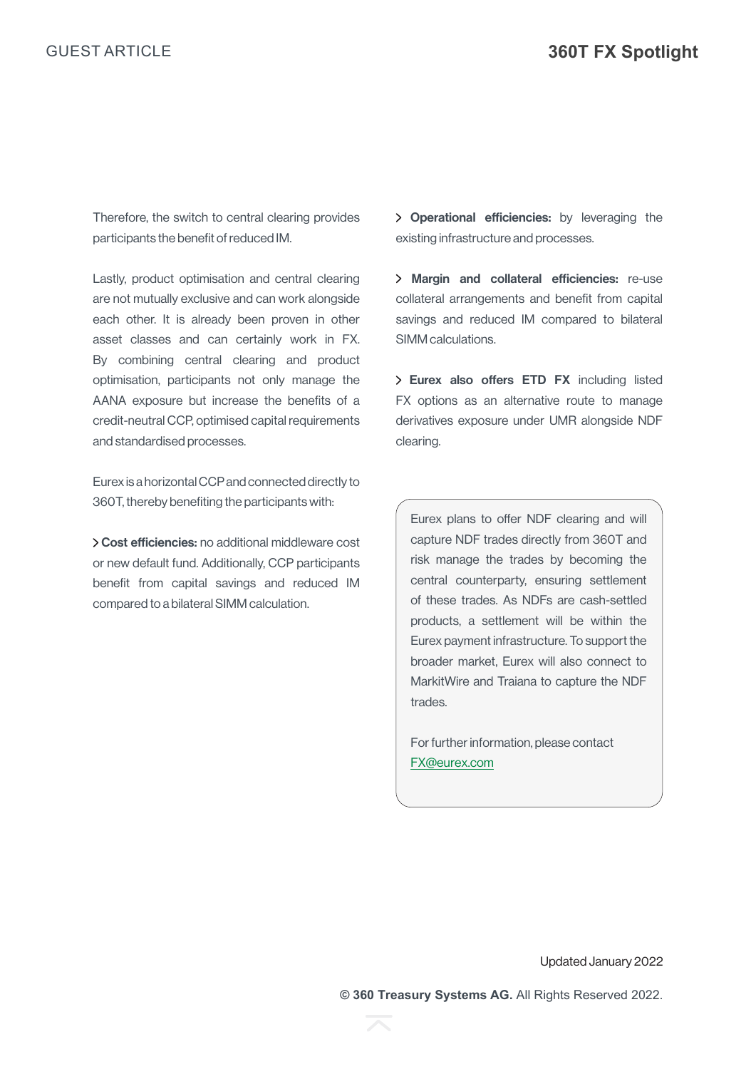Therefore, the switch to central clearing provides participants the benefit of reduced IM.

Lastly, product optimisation and central clearing are not mutually exclusive and can work alongside each other. It is already been proven in other asset classes and can certainly work in FX. By combining central clearing and product optimisation, participants not only manage the AANA exposure but increase the benefits of a credit-neutral CCP, optimised capital requirements and standardised processes.

Eurex is a horizontal CCP and connected directly to 360T, thereby benefiting the participants with:

> **Cost efficiencies:** no additional middleware cost or new default fund. Additionally, CCP participants benefit from capital savings and reduced IM compared to a bilateral SIMM calculation.

> **Operational efficiencies:** by leveraging the existing infrastructure and processes.

> **Margin and collateral efficiencies:** re-use collateral arrangements and benefit from capital savings and reduced IM compared to bilateral SIMM calculations.

> **Eurex also offers ETD FX** including listed FX options as an alternative route to manage derivatives exposure under UMR alongside NDF clearing.

Eurex plans to offer NDF clearing and will capture NDF trades directly from 360T and risk manage the trades by becoming the central counterparty, ensuring settlement of these trades. As NDFs are cash-settled products, a settlement will be within the Eurex payment infrastructure. To support the broader market, Eurex will also connect to MarkitWire and Traiana to capture the NDF trades.

For further information, please contact FX@eurex.com

Updated January 2022

© **360 Treasury Systems AG.** All Rights Reserved 2022.